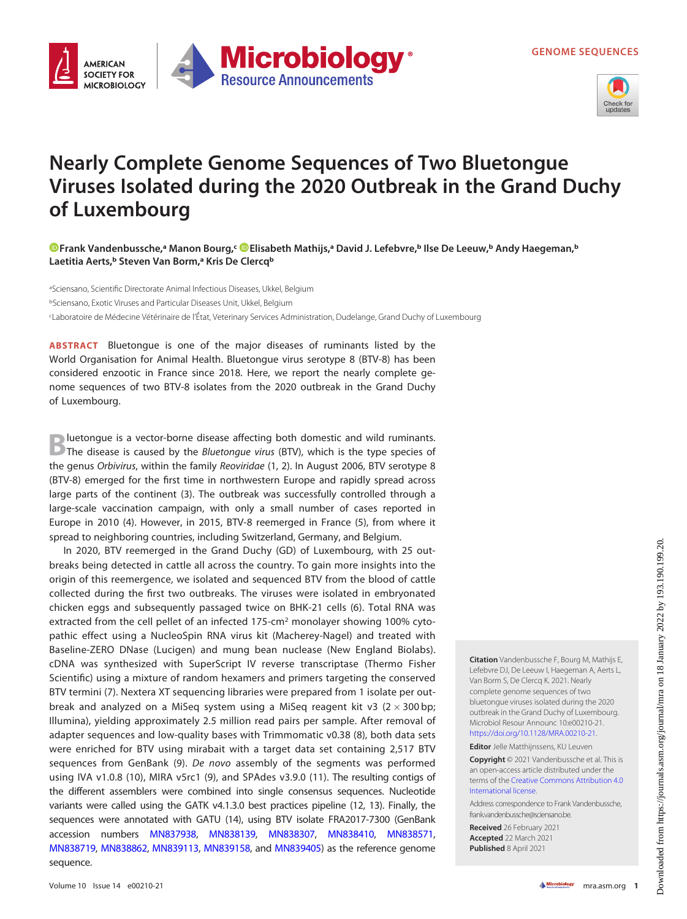GENOME SEQUENCES

# Nearly Complete Genome Sequences of Two Bluetongue Viruses Isolated during the 2020 Outbreak in the Grand Duchy of Luxembourg

Frank Vandenbussche,[a] Manon Bourg,[c] Elisabeth Mathijs,[a] David J. Lefebvre,[b] Ilse De Leeuw,[b] Andy Haegeman,[b] Laetitia Aerts,[b] Steven Van Borm,[a] Kris De Clercq[b]

[a]Sciensano, Scientific Directorate Animal Infectious Diseases, Ukkel, Belgium
[b]Sciensano, Exotic Viruses and Particular Diseases Unit, Ukkel, Belgium
[c]Laboratoire de Médecine Vétérinaire de l'État, Veterinary Services Administration, Dudelange, Grand Duchy of Luxembourg

**ABSTRACT** Bluetongue is one of the major diseases of ruminants listed by the World Organisation for Animal Health. Bluetongue virus serotype 8 (BTV-8) has been considered enzootic in France since 2018. Here, we report the nearly complete genome sequences of two BTV-8 isolates from the 2020 outbreak in the Grand Duchy of Luxembourg.

Bluetongue is a vector-borne disease affecting both domestic and wild ruminants. The disease is caused by the *Bluetongue virus* (BTV), which is the type species of the genus *Orbivirus*, within the family *Reoviridae* (1, 2). In August 2006, BTV serotype 8 (BTV-8) emerged for the first time in northwestern Europe and rapidly spread across large parts of the continent (3). The outbreak was successfully controlled through a large-scale vaccination campaign, with only a small number of cases reported in Europe in 2010 (4). However, in 2015, BTV-8 reemerged in France (5), from where it spread to neighboring countries, including Switzerland, Germany, and Belgium.

In 2020, BTV reemerged in the Grand Duchy (GD) of Luxembourg, with 25 outbreaks being detected in cattle all across the country. To gain more insights into the origin of this reemergence, we isolated and sequenced BTV from the blood of cattle collected during the first two outbreaks. The viruses were isolated in embryonated chicken eggs and subsequently passaged twice on BHK-21 cells (6). Total RNA was extracted from the cell pellet of an infected 175-cm² monolayer showing 100% cytopathic effect using a NucleoSpin RNA virus kit (Macherey-Nagel) and treated with Baseline-ZERO DNase (Lucigen) and mung bean nuclease (New England Biolabs). cDNA was synthesized with SuperScript IV reverse transcriptase (Thermo Fisher Scientific) using a mixture of random hexamers and primers targeting the conserved BTV termini (7). Nextera XT sequencing libraries were prepared from 1 isolate per outbreak and analyzed on a MiSeq system using a MiSeq reagent kit v3 ($2 \times 300$ bp; Illumina), yielding approximately 2.5 million read pairs per sample. After removal of adapter sequences and low-quality bases with Trimmomatic v0.38 (8), both data sets were enriched for BTV using mirabait with a target data set containing 2,517 BTV sequences from GenBank (9). *De novo* assembly of the segments was performed using IVA v1.0.8 (10), MIRA v5rc1 (9), and SPAdes v3.9.0 (11). The resulting contigs of the different assemblers were combined into single consensus sequences. Nucleotide variants were called using the GATK v4.1.3.0 best practices pipeline (12, 13). Finally, the sequences were annotated with GATU (14), using BTV isolate FRA2017-7300 (GenBank accession numbers MN837938, MN838139, MN838307, MN838410, MN838571, MN838719, MN838862, MN839113, MN839158, and MN839405) as the reference genome sequence.

**Citation** Vandenbussche F, Bourg M, Mathijs E, Lefebvre DJ, De Leeuw I, Haegeman A, Aerts L, Van Borm S, De Clercq K. 2021. Nearly complete genome sequences of two bluetongue viruses isolated during the 2020 outbreak in the Grand Duchy of Luxembourg. Microbiol Resour Announc 10:e00210-21. https://doi.org/10.1128/MRA.00210-21.

**Editor** Jelle Matthijnssens, KU Leuven

**Copyright** © 2021 Vandenbussche et al. This is an open-access article distributed under the terms of the Creative Commons Attribution 4.0 International license.

Address correspondence to Frank Vandenbussche, frank.vandenbussche@sciensano.be.

**Received** 26 February 2021
**Accepted** 22 March 2021
**Published** 8 April 2021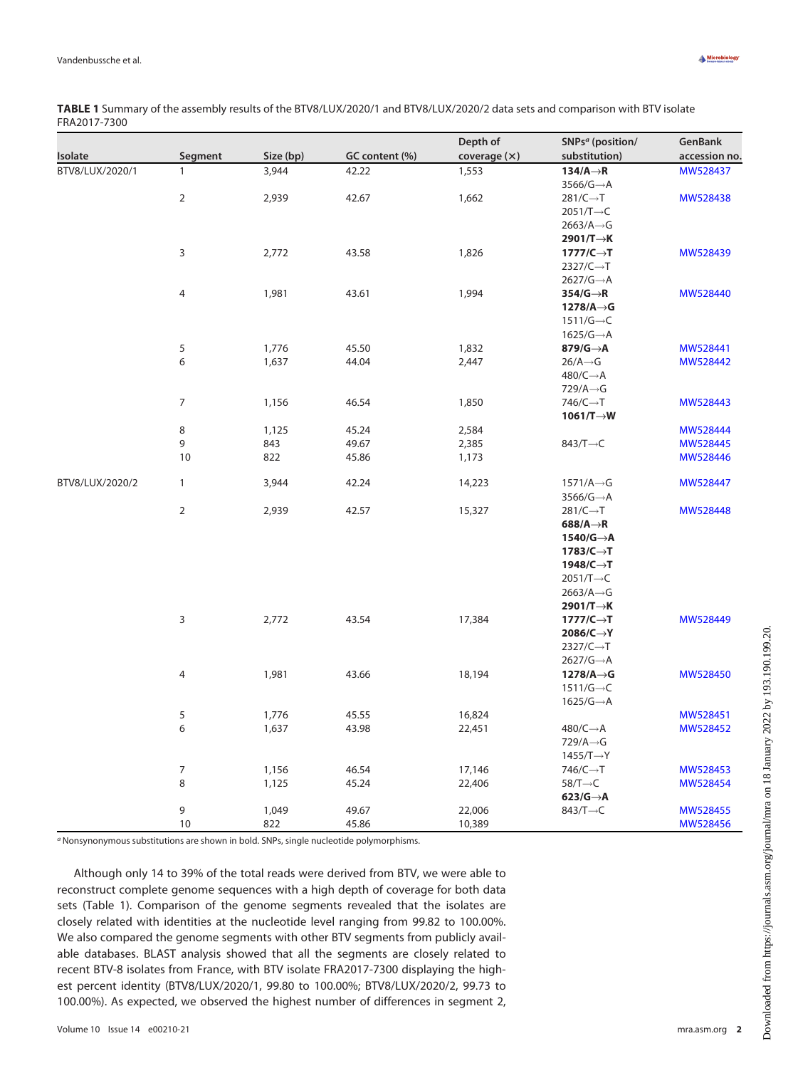**TABLE 1** Summary of the assembly results of the BTV8/LUX/2020/1 and BTV8/LUX/2020/2 data sets and comparison with BTV isolate FRA2017-7300

| Isolate | Segment | Size (bp) | GC content (%) | Depth of coverage (×) | SNPs[a] (position/substitution) | GenBank accession no. |
|---|---|---|---|---|---|---|
| BTV8/LUX/2020/1 | 1 | 3,944 | 42.22 | 1,553 | **134/A→R**<br>3566/G→A | MW528437 |
| | 2 | 2,939 | 42.67 | 1,662 | 281/C→T<br>2051/T→C<br>2663/A→G<br>**2901/T→K** | MW528438 |
| | 3 | 2,772 | 43.58 | 1,826 | **1777/C→T**<br>2327/C→T<br>2627/G→A | MW528439 |
| | 4 | 1,981 | 43.61 | 1,994 | **354/G→R**<br>**1278/A→G**<br>1511/G→C<br>1625/G→A | MW528440 |
| | 5 | 1,776 | 45.50 | 1,832 | **879/G→A** | MW528441 |
| | 6 | 1,637 | 44.04 | 2,447 | 26/A→G<br>480/C→A<br>729/A→G | MW528442 |
| | 7 | 1,156 | 46.54 | 1,850 | 746/C→T<br>**1061/T→W** | MW528443 |
| | 8 | 1,125 | 45.24 | 2,584 | | MW528444 |
| | 9 | 843 | 49.67 | 2,385 | 843/T→C | MW528445 |
| | 10 | 822 | 45.86 | 1,173 | | MW528446 |
| BTV8/LUX/2020/2 | 1 | 3,944 | 42.24 | 14,223 | 1571/A→G<br>3566/G→A | MW528447 |
| | 2 | 2,939 | 42.57 | 15,327 | 281/C→T<br>**688/A→R**<br>**1540/G→A**<br>**1783/C→T**<br>**1948/C→T**<br>2051/T→C<br>2663/A→G<br>**2901/T→K** | MW528448 |
| | 3 | 2,772 | 43.54 | 17,384 | **1777/C→T**<br>**2086/C→Y**<br>2327/C→T<br>2627/G→A | MW528449 |
| | 4 | 1,981 | 43.66 | 18,194 | **1278/A→G**<br>1511/G→C<br>1625/G→A | MW528450 |
| | 5 | 1,776 | 45.55 | 16,824 | | MW528451 |
| | 6 | 1,637 | 43.98 | 22,451 | 480/C→A<br>729/A→G<br>1455/T→Y | MW528452 |
| | 7 | 1,156 | 46.54 | 17,146 | 746/C→T | MW528453 |
| | 8 | 1,125 | 45.24 | 22,406 | 58/T→C<br>**623/G→A** | MW528454 |
| | 9 | 1,049 | 49.67 | 22,006 | 843/T→C | MW528455 |
| | 10 | 822 | 45.86 | 10,389 | | MW528456 |

[a] Nonsynonymous substitutions are shown in bold. SNPs, single nucleotide polymorphisms.

Although only 14 to 39% of the total reads were derived from BTV, we were able to reconstruct complete genome sequences with a high depth of coverage for both data sets (Table 1). Comparison of the genome segments revealed that the isolates are closely related with identities at the nucleotide level ranging from 99.82 to 100.00%. We also compared the genome segments with other BTV segments from publicly available databases. BLAST analysis showed that all the segments are closely related to recent BTV-8 isolates from France, with BTV isolate FRA2017-7300 displaying the highest percent identity (BTV8/LUX/2020/1, 99.80 to 100.00%; BTV8/LUX/2020/2, 99.73 to 100.00%). As expected, we observed the highest number of differences in segment 2,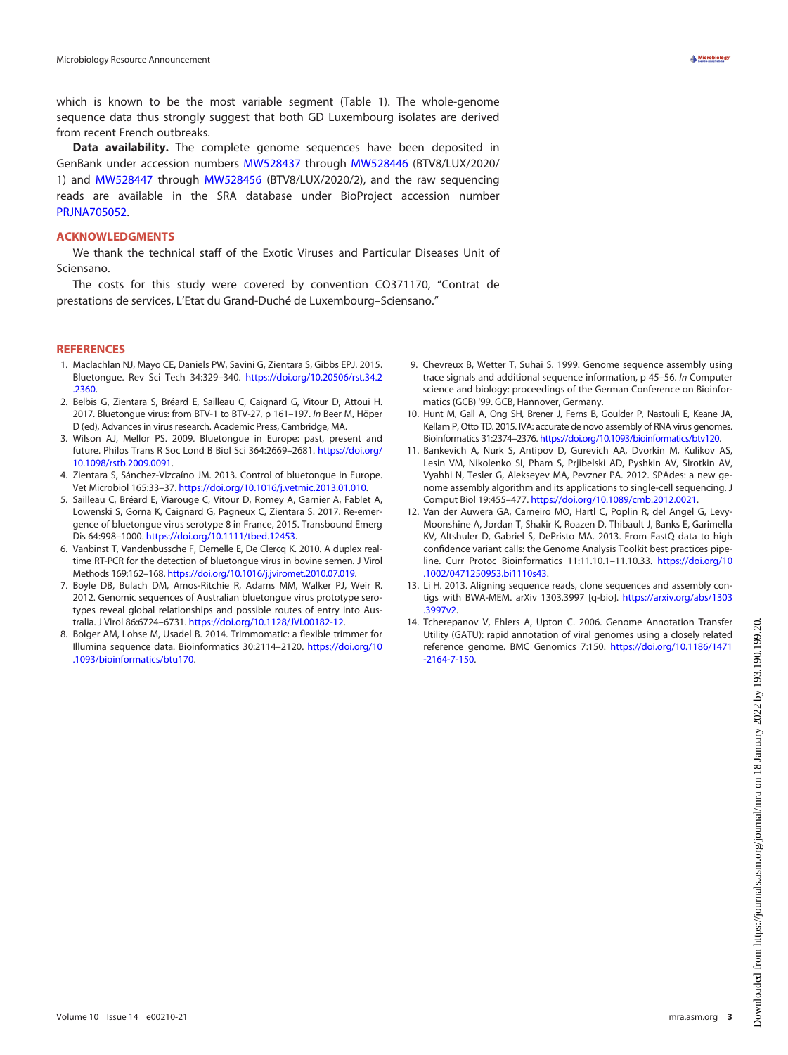which is known to be the most variable segment (Table 1). The whole-genome sequence data thus strongly suggest that both GD Luxembourg isolates are derived from recent French outbreaks.

**Data availability.** The complete genome sequences have been deposited in GenBank under accession numbers MW528437 through MW528446 (BTV8/LUX/2020/1) and MW528447 through MW528456 (BTV8/LUX/2020/2), and the raw sequencing reads are available in the SRA database under BioProject accession number PRJNA705052.

## ACKNOWLEDGMENTS

We thank the technical staff of the Exotic Viruses and Particular Diseases Unit of Sciensano.

The costs for this study were covered by convention CO371170, "Contrat de prestations de services, L'Etat du Grand-Duché de Luxembourg–Sciensano."

## REFERENCES

1. Maclachlan NJ, Mayo CE, Daniels PW, Savini G, Zientara S, Gibbs EPJ. 2015. Bluetongue. Rev Sci Tech 34:329–340. https://doi.org/10.20506/rst.34.2.2360.
2. Belbis G, Zientara S, Bréard E, Sailleau C, Caignard G, Vitour D, Attoui H. 2017. Bluetongue virus: from BTV-1 to BTV-27, p 161–197. *In* Beer M, Höper D (ed), Advances in virus research. Academic Press, Cambridge, MA.
3. Wilson AJ, Mellor PS. 2009. Bluetongue in Europe: past, present and future. Philos Trans R Soc Lond B Biol Sci 364:2669–2681. https://doi.org/10.1098/rstb.2009.0091.
4. Zientara S, Sánchez-Vizcaíno JM. 2013. Control of bluetongue in Europe. Vet Microbiol 165:33–37. https://doi.org/10.1016/j.vetmic.2013.01.010.
5. Sailleau C, Bréard E, Viarouge C, Vitour D, Romey A, Garnier A, Fablet A, Lowenski S, Gorna K, Caignard G, Pagneux C, Zientara S. 2017. Re-emergence of bluetongue virus serotype 8 in France, 2015. Transbound Emerg Dis 64:998–1000. https://doi.org/10.1111/tbed.12453.
6. Vanbinst T, Vandenbussche F, Dernelle E, De Clercq K. 2010. A duplex real-time RT-PCR for the detection of bluetongue virus in bovine semen. J Virol Methods 169:162–168. https://doi.org/10.1016/j.jviromet.2010.07.019.
7. Boyle DB, Bulach DM, Amos-Ritchie R, Adams MM, Walker PJ, Weir R. 2012. Genomic sequences of Australian bluetongue virus prototype serotypes reveal global relationships and possible routes of entry into Australia. J Virol 86:6724–6731. https://doi.org/10.1128/JVI.00182-12.
8. Bolger AM, Lohse M, Usadel B. 2014. Trimmomatic: a flexible trimmer for Illumina sequence data. Bioinformatics 30:2114–2120. https://doi.org/10.1093/bioinformatics/btu170.
9. Chevreux B, Wetter T, Suhai S. 1999. Genome sequence assembly using trace signals and additional sequence information, p 45–56. *In* Computer science and biology: proceedings of the German Conference on Bioinformatics (GCB) '99. GCB, Hannover, Germany.
10. Hunt M, Gall A, Ong SH, Brener J, Ferns B, Goulder P, Nastouli E, Keane JA, Kellam P, Otto TD. 2015. IVA: accurate de novo assembly of RNA virus genomes. Bioinformatics 31:2374–2376. https://doi.org/10.1093/bioinformatics/btv120.
11. Bankevich A, Nurk S, Antipov D, Gurevich AA, Dvorkin M, Kulikov AS, Lesin VM, Nikolenko SI, Pham S, Prjibelski AD, Pyshkin AV, Sirotkin AV, Vyahhi N, Tesler G, Alekseyev MA, Pevzner PA. 2012. SPAdes: a new genome assembly algorithm and its applications to single-cell sequencing. J Comput Biol 19:455–477. https://doi.org/10.1089/cmb.2012.0021.
12. Van der Auwera GA, Carneiro MO, Hartl C, Poplin R, del Angel G, Levy-Moonshine A, Jordan T, Shakir K, Roazen D, Thibault J, Banks E, Garimella KV, Altshuler D, Gabriel S, DePristo MA. 2013. From FastQ data to high confidence variant calls: the Genome Analysis Toolkit best practices pipeline. Curr Protoc Bioinformatics 11:11.10.1–11.10.33. https://doi.org/10.1002/0471250953.bi1110s43.
13. Li H. 2013. Aligning sequence reads, clone sequences and assembly contigs with BWA-MEM. arXiv 1303.3997 [q-bio]. https://arxiv.org/abs/1303.3997v2.
14. Tcherepanov V, Ehlers A, Upton C. 2006. Genome Annotation Transfer Utility (GATU): rapid annotation of viral genomes using a closely related reference genome. BMC Genomics 7:150. https://doi.org/10.1186/1471-2164-7-150.